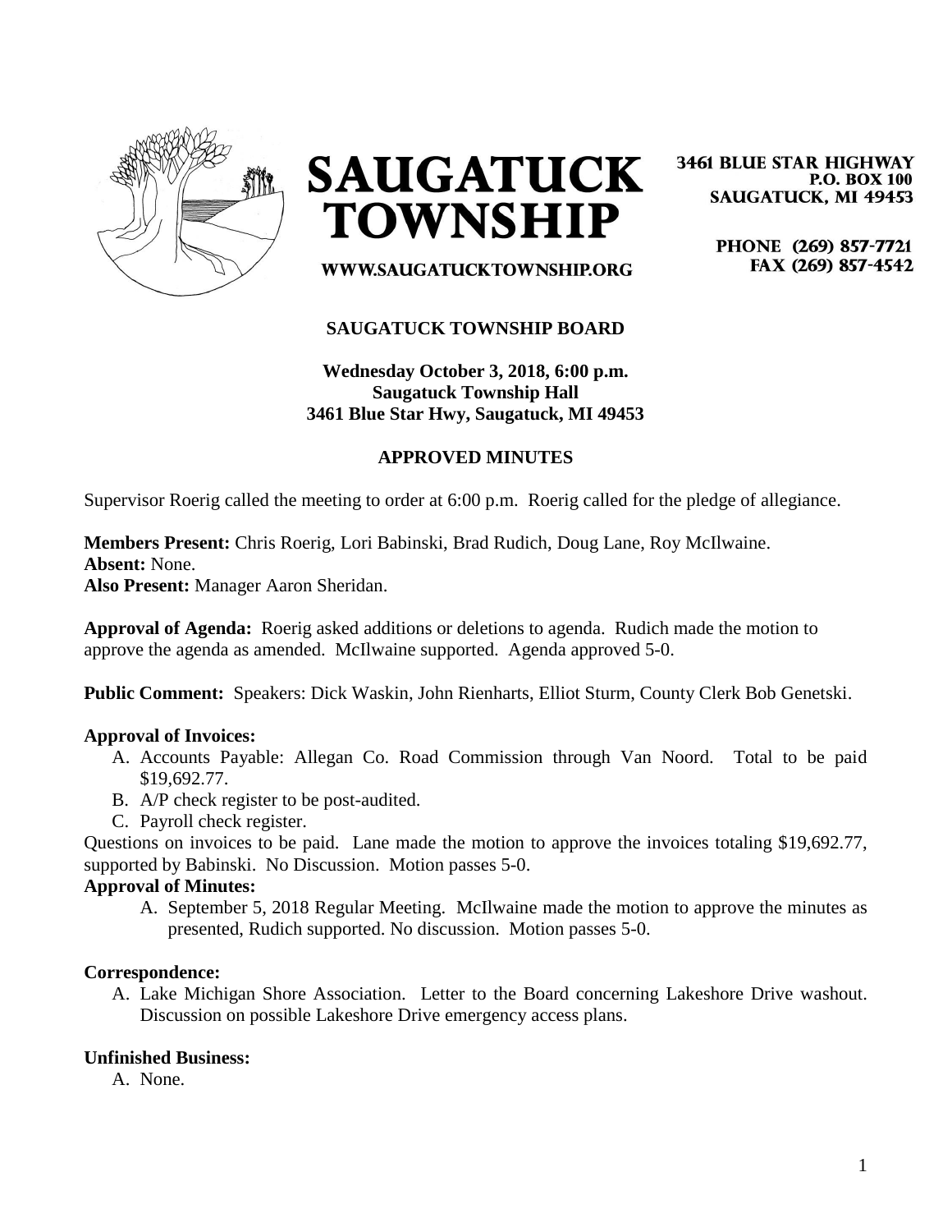# SAUGATUCK TOWNSHIP

3461 BLUE STAR HIGHWAY
P.O. BOX 100
SAUGATUCK, MI 49453

PHONE (269) 857-7721
FAX (269) 857-4542

WWW.SAUGATUCKTOWNSHIP.ORG

## SAUGATUCK TOWNSHIP BOARD

**Wednesday October 3, 2018, 6:00 p.m.**
**Saugatuck Township Hall**
**3461 Blue Star Hwy, Saugatuck, MI 49453**

### APPROVED MINUTES

Supervisor Roerig called the meeting to order at 6:00 p.m. Roerig called for the pledge of allegiance.

**Members Present:** Chris Roerig, Lori Babinski, Brad Rudich, Doug Lane, Roy McIlwaine.
**Absent:** None.
**Also Present:** Manager Aaron Sheridan.

**Approval of Agenda:** Roerig asked additions or deletions to agenda. Rudich made the motion to approve the agenda as amended. McIlwaine supported. Agenda approved 5-0.

**Public Comment:** Speakers: Dick Waskin, John Rienharts, Elliot Sturm, County Clerk Bob Genetski.

**Approval of Invoices:**

A. Accounts Payable: Allegan Co. Road Commission through Van Noord. Total to be paid $19,692.77.
B. A/P check register to be post-audited.
C. Payroll check register.

Questions on invoices to be paid. Lane made the motion to approve the invoices totaling $19,692.77, supported by Babinski. No Discussion. Motion passes 5-0.

**Approval of Minutes:**

A. September 5, 2018 Regular Meeting. McIlwaine made the motion to approve the minutes as presented, Rudich supported. No discussion. Motion passes 5-0.

**Correspondence:**

A. Lake Michigan Shore Association. Letter to the Board concerning Lakeshore Drive washout. Discussion on possible Lakeshore Drive emergency access plans.

**Unfinished Business:**

A. None.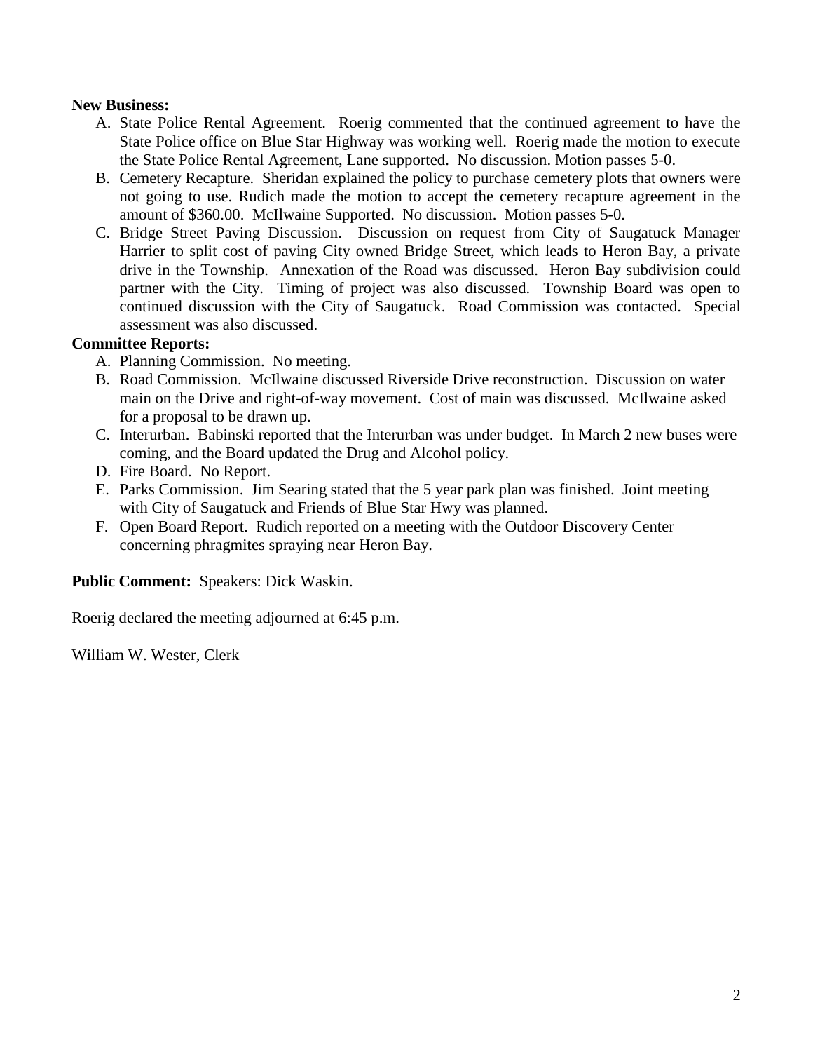**New Business:**

A. State Police Rental Agreement. Roerig commented that the continued agreement to have the State Police office on Blue Star Highway was working well. Roerig made the motion to execute the State Police Rental Agreement, Lane supported. No discussion. Motion passes 5-0.
B. Cemetery Recapture. Sheridan explained the policy to purchase cemetery plots that owners were not going to use. Rudich made the motion to accept the cemetery recapture agreement in the amount of $360.00. McIlwaine Supported. No discussion. Motion passes 5-0.
C. Bridge Street Paving Discussion. Discussion on request from City of Saugatuck Manager Harrier to split cost of paving City owned Bridge Street, which leads to Heron Bay, a private drive in the Township. Annexation of the Road was discussed. Heron Bay subdivision could partner with the City. Timing of project was also discussed. Township Board was open to continued discussion with the City of Saugatuck. Road Commission was contacted. Special assessment was also discussed.

**Committee Reports:**

A. Planning Commission. No meeting.
B. Road Commission. McIlwaine discussed Riverside Drive reconstruction. Discussion on water main on the Drive and right-of-way movement. Cost of main was discussed. McIlwaine asked for a proposal to be drawn up.
C. Interurban. Babinski reported that the Interurban was under budget. In March 2 new buses were coming, and the Board updated the Drug and Alcohol policy.
D. Fire Board. No Report.
E. Parks Commission. Jim Searing stated that the 5 year park plan was finished. Joint meeting with City of Saugatuck and Friends of Blue Star Hwy was planned.
F. Open Board Report. Rudich reported on a meeting with the Outdoor Discovery Center concerning phragmites spraying near Heron Bay.

**Public Comment:** Speakers: Dick Waskin.

Roerig declared the meeting adjourned at 6:45 p.m.

William W. Wester, Clerk